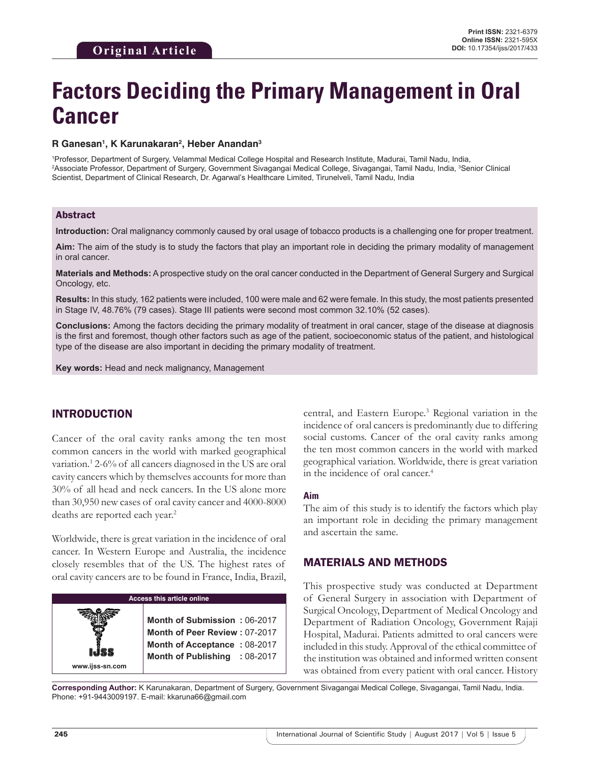Original Article

Print ISSN: 2321-6379
Online ISSN: 2321-595X
DOI: 10.17354/ijss/2017/433

# Factors Deciding the Primary Management in Oral Cancer

**R Ganesan[1], K Karunakaran[2], Heber Anandan[3]**

[1]Professor, Department of Surgery, Velammal Medical College Hospital and Research Institute, Madurai, Tamil Nadu, India, [2]Associate Professor, Department of Surgery, Government Sivagangai Medical College, Sivagangai, Tamil Nadu, India, [3]Senior Clinical Scientist, Department of Clinical Research, Dr. Agarwal's Healthcare Limited, Tirunelveli, Tamil Nadu, India

## Abstract

**Introduction:** Oral malignancy commonly caused by oral usage of tobacco products is a challenging one for proper treatment.

**Aim:** The aim of the study is to study the factors that play an important role in deciding the primary modality of management in oral cancer.

**Materials and Methods:** A prospective study on the oral cancer conducted in the Department of General Surgery and Surgical Oncology, etc.

**Results:** In this study, 162 patients were included, 100 were male and 62 were female. In this study, the most patients presented in Stage IV, 48.76% (79 cases). Stage III patients were second most common 32.10% (52 cases).

**Conclusions:** Among the factors deciding the primary modality of treatment in oral cancer, stage of the disease at diagnosis is the first and foremost, though other factors such as age of the patient, socioeconomic status of the patient, and histological type of the disease are also important in deciding the primary modality of treatment.

**Key words:** Head and neck malignancy, Management

## INTRODUCTION

Cancer of the oral cavity ranks among the ten most common cancers in the world with marked geographical variation.[1] 2-6% of all cancers diagnosed in the US are oral cavity cancers which by themselves accounts for more than 30% of all head and neck cancers. In the US alone more than 30,950 new cases of oral cavity cancer and 4000-8000 deaths are reported each year.[2]

Worldwide, there is great variation in the incidence of oral cancer. In Western Europe and Australia, the incidence closely resembles that of the US. The highest rates of oral cavity cancers are to be found in France, India, Brazil, central, and Eastern Europe.[3] Regional variation in the incidence of oral cancers is predominantly due to differing social customs. Cancer of the oral cavity ranks among the ten most common cancers in the world with marked geographical variation. Worldwide, there is great variation in the incidence of oral cancer.[4]

| Access this article online | |
|---|---|
| www.ijss-sn.com | **Month of Submission :** 06-2017<br>**Month of Peer Review :** 07-2017<br>**Month of Acceptance :** 08-2017<br>**Month of Publishing :** 08-2017 |

### Aim

The aim of this study is to identify the factors which play an important role in deciding the primary management and ascertain the same.

## MATERIALS AND METHODS

This prospective study was conducted at Department of General Surgery in association with Department of Surgical Oncology, Department of Medical Oncology and Department of Radiation Oncology, Government Rajaji Hospital, Madurai. Patients admitted to oral cancers were included in this study. Approval of the ethical committee of the institution was obtained and informed written consent was obtained from every patient with oral cancer. History

**Corresponding Author:** K Karunakaran, Department of Surgery, Government Sivagangai Medical College, Sivagangai, Tamil Nadu, India. Phone: +91-9443009197. E-mail: kkaruna66@gmail.com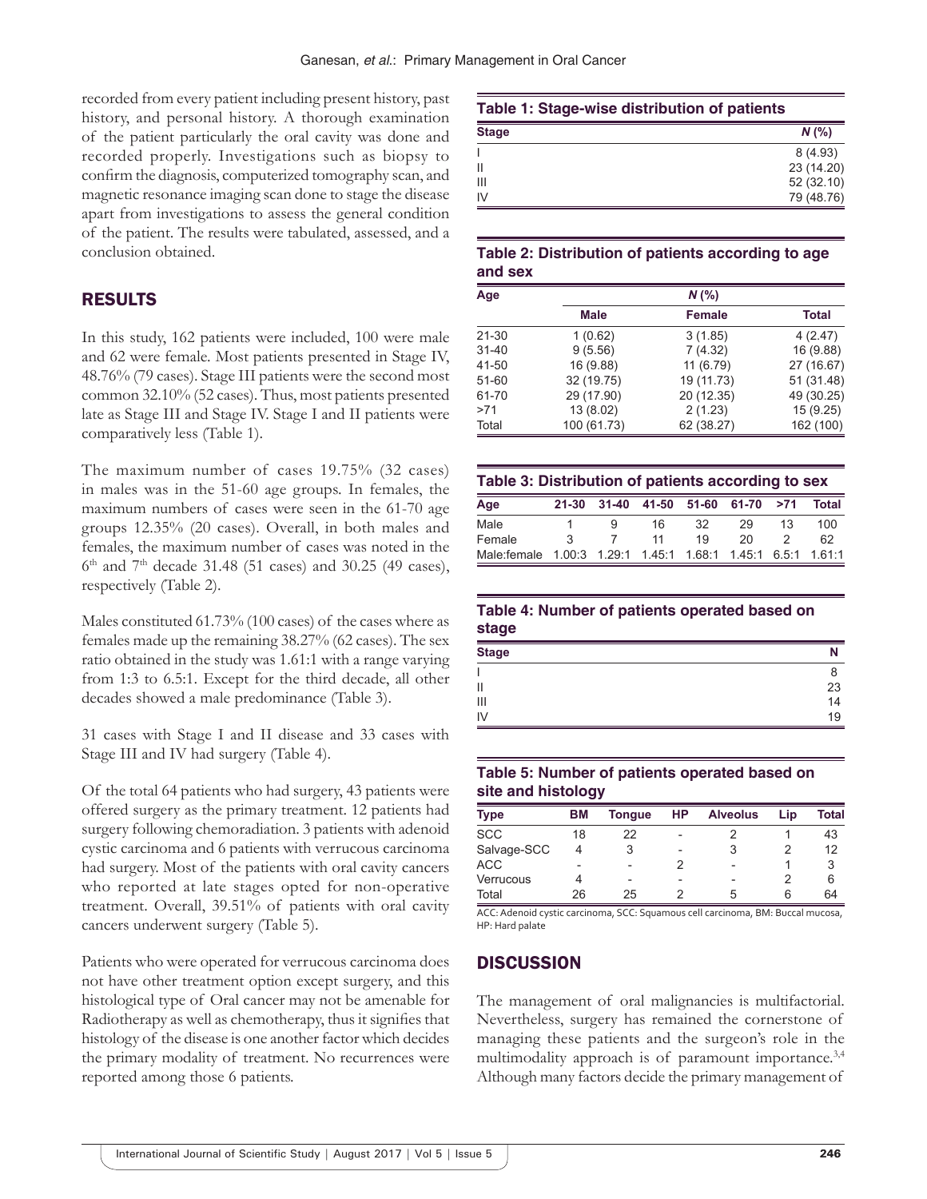recorded from every patient including present history, past history, and personal history. A thorough examination of the patient particularly the oral cavity was done and recorded properly. Investigations such as biopsy to confirm the diagnosis, computerized tomography scan, and magnetic resonance imaging scan done to stage the disease apart from investigations to assess the general condition of the patient. The results were tabulated, assessed, and a conclusion obtained.

## RESULTS

In this study, 162 patients were included, 100 were male and 62 were female. Most patients presented in Stage IV, 48.76% (79 cases). Stage III patients were the second most common 32.10% (52 cases). Thus, most patients presented late as Stage III and Stage IV. Stage I and II patients were comparatively less (Table 1).

The maximum number of cases 19.75% (32 cases) in males was in the 51-60 age groups. In females, the maximum numbers of cases were seen in the 61-70 age groups 12.35% (20 cases). Overall, in both males and females, the maximum number of cases was noted in the 6th and 7th decade 31.48 (51 cases) and 30.25 (49 cases), respectively (Table 2).

Males constituted 61.73% (100 cases) of the cases where as females made up the remaining 38.27% (62 cases). The sex ratio obtained in the study was 1.61:1 with a range varying from 1:3 to 6.5:1. Except for the third decade, all other decades showed a male predominance (Table 3).

31 cases with Stage I and II disease and 33 cases with Stage III and IV had surgery (Table 4).

Of the total 64 patients who had surgery, 43 patients were offered surgery as the primary treatment. 12 patients had surgery following chemoradiation. 3 patients with adenoid cystic carcinoma and 6 patients with verrucous carcinoma had surgery. Most of the patients with oral cavity cancers who reported at late stages opted for non-operative treatment. Overall, 39.51% of patients with oral cavity cancers underwent surgery (Table 5).

Patients who were operated for verrucous carcinoma does not have other treatment option except surgery, and this histological type of Oral cancer may not be amenable for Radiotherapy as well as chemotherapy, thus it signifies that histology of the disease is one another factor which decides the primary modality of treatment. No recurrences were reported among those 6 patients.

**Table 1: Stage-wise distribution of patients**

| Stage | N (%) |
|---|---|
| I | 8 (4.93) |
| II | 23 (14.20) |
| III | 52 (32.10) |
| IV | 79 (48.76) |

**Table 2: Distribution of patients according to age and sex**

| Age | N (%) | | |
|---|---|---|---|
| | Male | Female | Total |
| 21-30 | 1 (0.62) | 3 (1.85) | 4 (2.47) |
| 31-40 | 9 (5.56) | 7 (4.32) | 16 (9.88) |
| 41-50 | 16 (9.88) | 11 (6.79) | 27 (16.67) |
| 51-60 | 32 (19.75) | 19 (11.73) | 51 (31.48) |
| 61-70 | 29 (17.90) | 20 (12.35) | 49 (30.25) |
| >71 | 13 (8.02) | 2 (1.23) | 15 (9.25) |
| Total | 100 (61.73) | 62 (38.27) | 162 (100) |

**Table 3: Distribution of patients according to sex**

| Age | 21-30 | 31-40 | 41-50 | 51-60 | 61-70 | >71 | Total |
|---|---|---|---|---|---|---|---|
| Male | 1 | 9 | 16 | 32 | 29 | 13 | 100 |
| Female | 3 | 7 | 11 | 19 | 20 | 2 | 62 |
| Male:female | 1.00:3 | 1.29:1 | 1.45:1 | 1.68:1 | 1.45:1 | 6.5:1 | 1.61:1 |

**Table 4: Number of patients operated based on stage**

| Stage | N |
|---|---|
| I | 8 |
| II | 23 |
| III | 14 |
| IV | 19 |

**Table 5: Number of patients operated based on site and histology**

| Type | BM | Tongue | HP | Alveolus | Lip | Total |
|---|---|---|---|---|---|---|
| SCC | 18 | 22 | - | 2 | 1 | 43 |
| Salvage-SCC | 4 | 3 | - | 3 | 2 | 12 |
| ACC | - | - | 2 | - | 1 | 3 |
| Verrucous | 4 | - | - | - | 2 | 6 |
| Total | 26 | 25 | 2 | 5 | 6 | 64 |

ACC: Adenoid cystic carcinoma, SCC: Squamous cell carcinoma, BM: Buccal mucosa, HP: Hard palate

## DISCUSSION

The management of oral malignancies is multifactorial. Nevertheless, surgery has remained the cornerstone of managing these patients and the surgeon's role in the multimodality approach is of paramount importance.[3,4] Although many factors decide the primary management of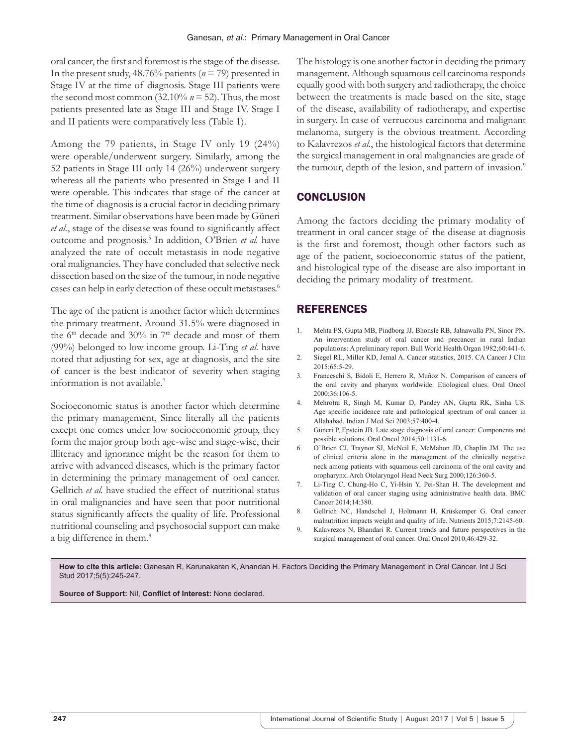oral cancer, the first and foremost is the stage of the disease. In the present study, 48.76% patients ($n = 79$) presented in Stage IV at the time of diagnosis. Stage III patients were the second most common (32.10% $n = 52$). Thus, the most patients presented late as Stage III and Stage IV. Stage I and II patients were comparatively less (Table 1).

Among the 79 patients, in Stage IV only 19 (24%) were operable/underwent surgery. Similarly, among the 52 patients in Stage III only 14 (26%) underwent surgery whereas all the patients who presented in Stage I and II were operable. This indicates that stage of the cancer at the time of diagnosis is a crucial factor in deciding primary treatment. Similar observations have been made by Güneri *et al.*, stage of the disease was found to significantly affect outcome and prognosis.[5] In addition, O'Brien *et al.* have analyzed the rate of occult metastasis in node negative oral malignancies. They have concluded that selective neck dissection based on the size of the tumour, in node negative cases can help in early detection of these occult metastases.[6]

The age of the patient is another factor which determines the primary treatment. Around 31.5% were diagnosed in the $6^{th}$ decade and 30% in $7^{th}$ decade and most of them (99%) belonged to low income group. Li-Ting *et al.* have noted that adjusting for sex, age at diagnosis, and the site of cancer is the best indicator of severity when staging information is not available.[7]

Socioeconomic status is another factor which determine the primary management, Since literally all the patients except one comes under low socioeconomic group, they form the major group both age-wise and stage-wise, their illiteracy and ignorance might be the reason for them to arrive with advanced diseases, which is the primary factor in determining the primary management of oral cancer. Gellrich *et al.* have studied the effect of nutritional status in oral malignancies and have seen that poor nutritional status significantly affects the quality of life. Professional nutritional counseling and psychosocial support can make a big difference in them.[8]

The histology is one another factor in deciding the primary management. Although squamous cell carcinoma responds equally good with both surgery and radiotherapy, the choice between the treatments is made based on the site, stage of the disease, availability of radiotherapy, and expertise in surgery. In case of verrucous carcinoma and malignant melanoma, surgery is the obvious treatment. According to Kalavrezos *et al.*, the histological factors that determine the surgical management in oral malignancies are grade of the tumour, depth of the lesion, and pattern of invasion.[9]

## CONCLUSION

Among the factors deciding the primary modality of treatment in oral cancer stage of the disease at diagnosis is the first and foremost, though other factors such as age of the patient, socioeconomic status of the patient, and histological type of the disease are also important in deciding the primary modality of treatment.

## REFERENCES

1. Mehta FS, Gupta MB, Pindborg JJ, Bhonsle RB, Jalnawalla PN, Sinor PN. An intervention study of oral cancer and precancer in rural Indian populations: A preliminary report. Bull World Health Organ 1982;60:441-6.
2. Siegel RL, Miller KD, Jemal A. Cancer statistics, 2015. CA Cancer J Clin 2015;65:5-29.
3. Franceschi S, Bidoli E, Herrero R, Muñoz N. Comparison of cancers of the oral cavity and pharynx worldwide: Etiological clues. Oral Oncol 2000;36:106-5.
4. Mehrotra R, Singh M, Kumar D, Pandey AN, Gupta RK, Sinha US. Age specific incidence rate and pathological spectrum of oral cancer in Allahabad. Indian J Med Sci 2003;57:400-4.
5. Güneri P, Epstein JB. Late stage diagnosis of oral cancer: Components and possible solutions. Oral Oncol 2014;50:1131-6.
6. O'Brien CJ, Traynor SJ, McNeil E, McMahon JD, Chaplin JM. The use of clinical criteria alone in the management of the clinically negative neck among patients with squamous cell carcinoma of the oral cavity and oropharynx. Arch Otolaryngol Head Neck Surg 2000;126:360-5.
7. Li-Ting C, Chung-Ho C, Yi-Hsin Y, Pei-Shan H. The development and validation of oral cancer staging using administrative health data. BMC Cancer 2014;14:380.
8. Gellrich NC, Handschel J, Holtmann H, Krüskemper G. Oral cancer malnutrition impacts weight and quality of life. Nutrients 2015;7:2145-60.
9. Kalavrezos N, Bhandari R. Current trends and future perspectives in the surgical management of oral cancer. Oral Oncol 2010;46:429-32.

**How to cite this article:** Ganesan R, Karunakaran K, Anandan H. Factors Deciding the Primary Management in Oral Cancer. Int J Sci Stud 2017;5(5):245-247.

**Source of Support:** Nil, **Conflict of Interest:** None declared.